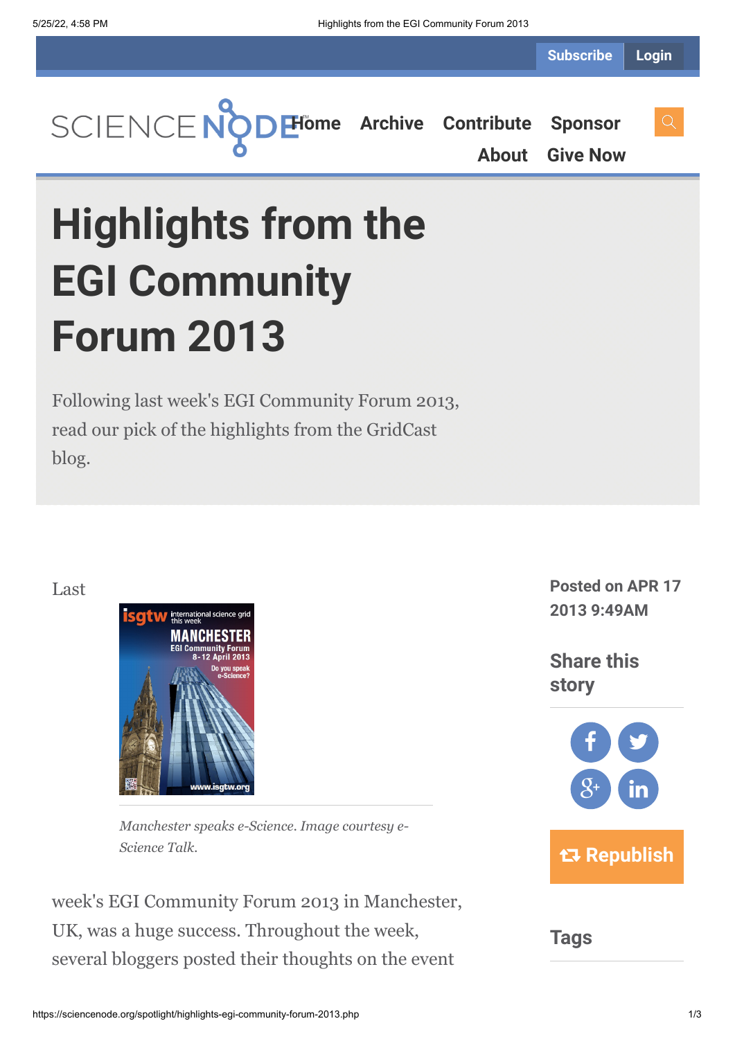# Highlights from the EGI Community Forum 2013

Following last week's EGI Community Forum 2013, read our pick of the highlights from the GridCast blog.

Posted on APR 17 2013 9:49AM

Share this story

Republish

Tags

Last

*Manchester speaks e-Science. Image courtesy e-Science Talk.*

week's EGI Community Forum 2013 in Manchester, UK, was a huge success. Throughout the week, several bloggers posted their thoughts on the event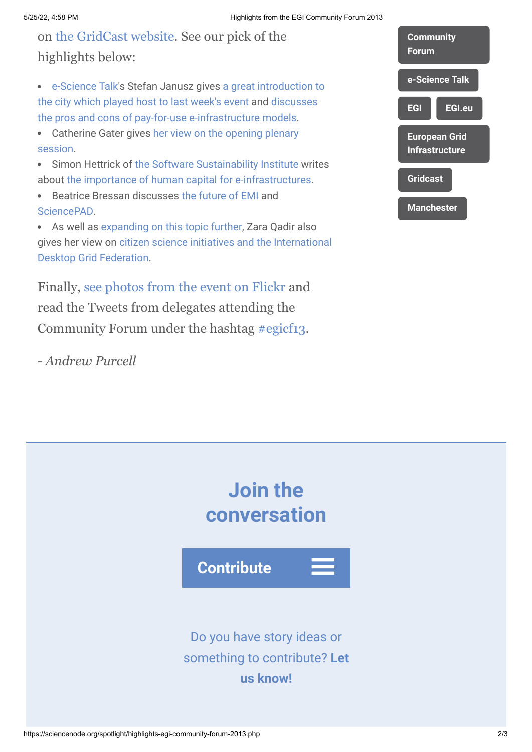on the GridCast website. See our pick of the highlights below:

- e-Science Talk's Stefan Janusz gives a great introduction to the city which played host to last week's event and discusses the pros and cons of pay-for-use e-infrastructure models.
- Catherine Gater gives her view on the opening plenary session.
- Simon Hettrick of the Software Sustainability Institute writes about the importance of human capital for e-infrastructures.
- Beatrice Bressan discusses the future of EMI and SciencePAD.
- As well as expanding on this topic further, Zara Qadir also gives her view on citizen science initiatives and the International Desktop Grid Federation.

Finally, see photos from the event on Flickr and read the Tweets from delegates attending the Community Forum under the hashtag #egicf13.

*- Andrew Purcell*

Community Forum

e-Science Talk

EGI

EGI.eu

European Grid Infrastructure

Gridcast

Manchester

## Join the conversation

**Contribute**

Do you have story ideas or something to contribute? **Let us know!**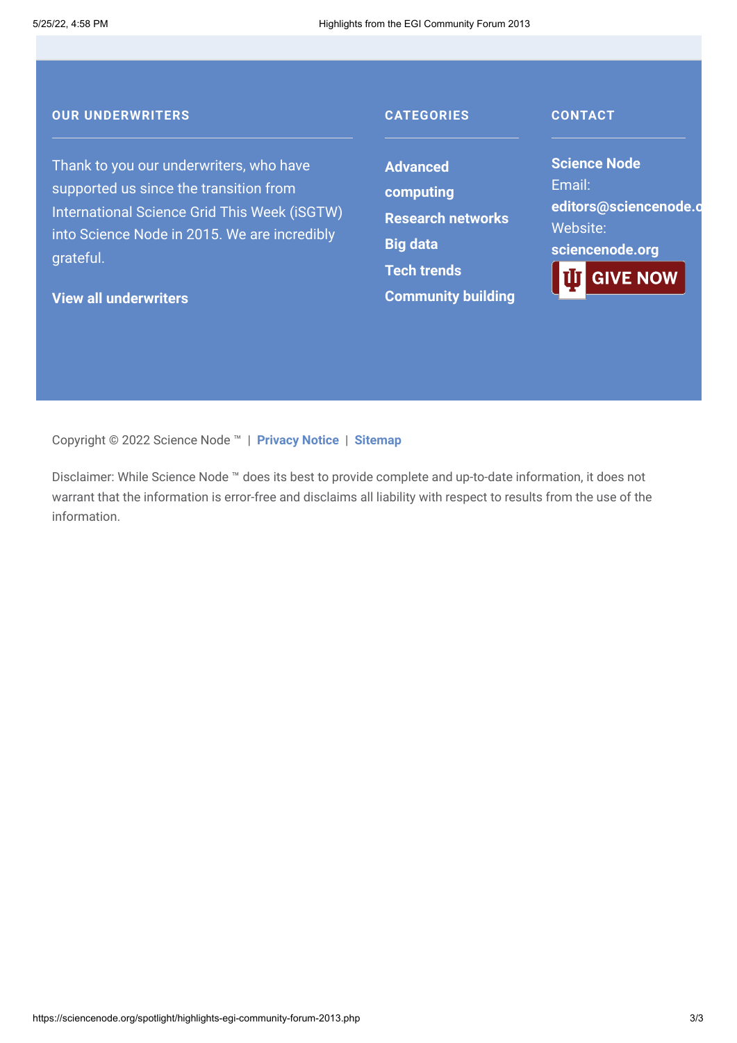## OUR UNDERWRITERS

Thank to you our underwriters, who have supported us since the transition from International Science Grid This Week (iSGTW) into Science Node in 2015. We are incredibly grateful.

**View all underwriters**

## CATEGORIES

**Advanced computing**

**Research networks**

**Big data**

**Tech trends**

**Community building**

## CONTACT

**Science Node**

Email:

**editors@sciencenode.o**

Website:

**sciencenode.org**

GIVE NOW

Copyright © 2022 Science Node ™ | **Privacy Notice** | **Sitemap**

Disclaimer: While Science Node ™ does its best to provide complete and up-to-date information, it does not warrant that the information is error-free and disclaims all liability with respect to results from the use of the information.